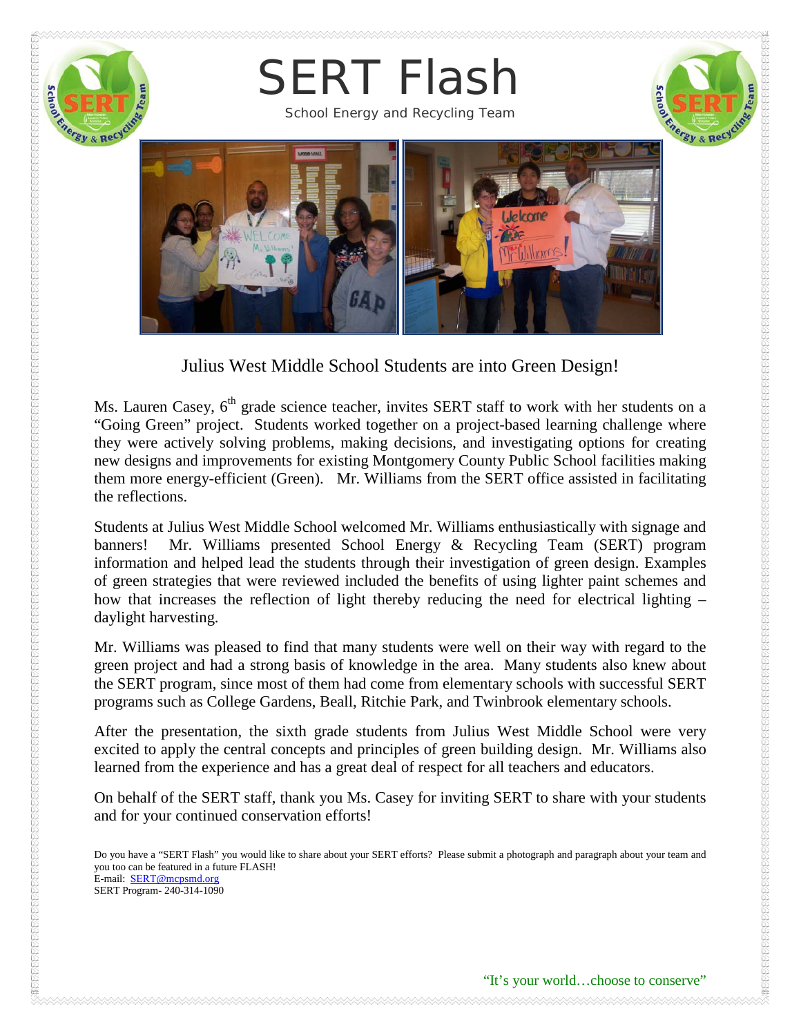# SERT Flash

School Energy and Recycling Team

## Julius West Middle School Students are into Green Design!

Ms. Lauren Casey, 6th grade science teacher, invites SERT staff to work with her students on a "Going Green" project. Students worked together on a project-based learning challenge where they were actively solving problems, making decisions, and investigating options for creating new designs and improvements for existing Montgomery County Public School facilities making them more energy-efficient (Green). Mr. Williams from the SERT office assisted in facilitating the reflections.

Students at Julius West Middle School welcomed Mr. Williams enthusiastically with signage and banners! Mr. Williams presented School Energy & Recycling Team (SERT) program information and helped lead the students through their investigation of green design. Examples of green strategies that were reviewed included the benefits of using lighter paint schemes and how that increases the reflection of light thereby reducing the need for electrical lighting – daylight harvesting.

Mr. Williams was pleased to find that many students were well on their way with regard to the green project and had a strong basis of knowledge in the area. Many students also knew about the SERT program, since most of them had come from elementary schools with successful SERT programs such as College Gardens, Beall, Ritchie Park, and Twinbrook elementary schools.

After the presentation, the sixth grade students from Julius West Middle School were very excited to apply the central concepts and principles of green building design. Mr. Williams also learned from the experience and has a great deal of respect for all teachers and educators.

On behalf of the SERT staff, thank you Ms. Casey for inviting SERT to share with your students and for your continued conservation efforts!

Do you have a "SERT Flash" you would like to share about your SERT efforts? Please submit a photograph and paragraph about your team and you too can be featured in a future FLASH!
E-mail: SERT@mcpsmd.org
SERT Program- 240-314-1090

"It's your world…choose to conserve"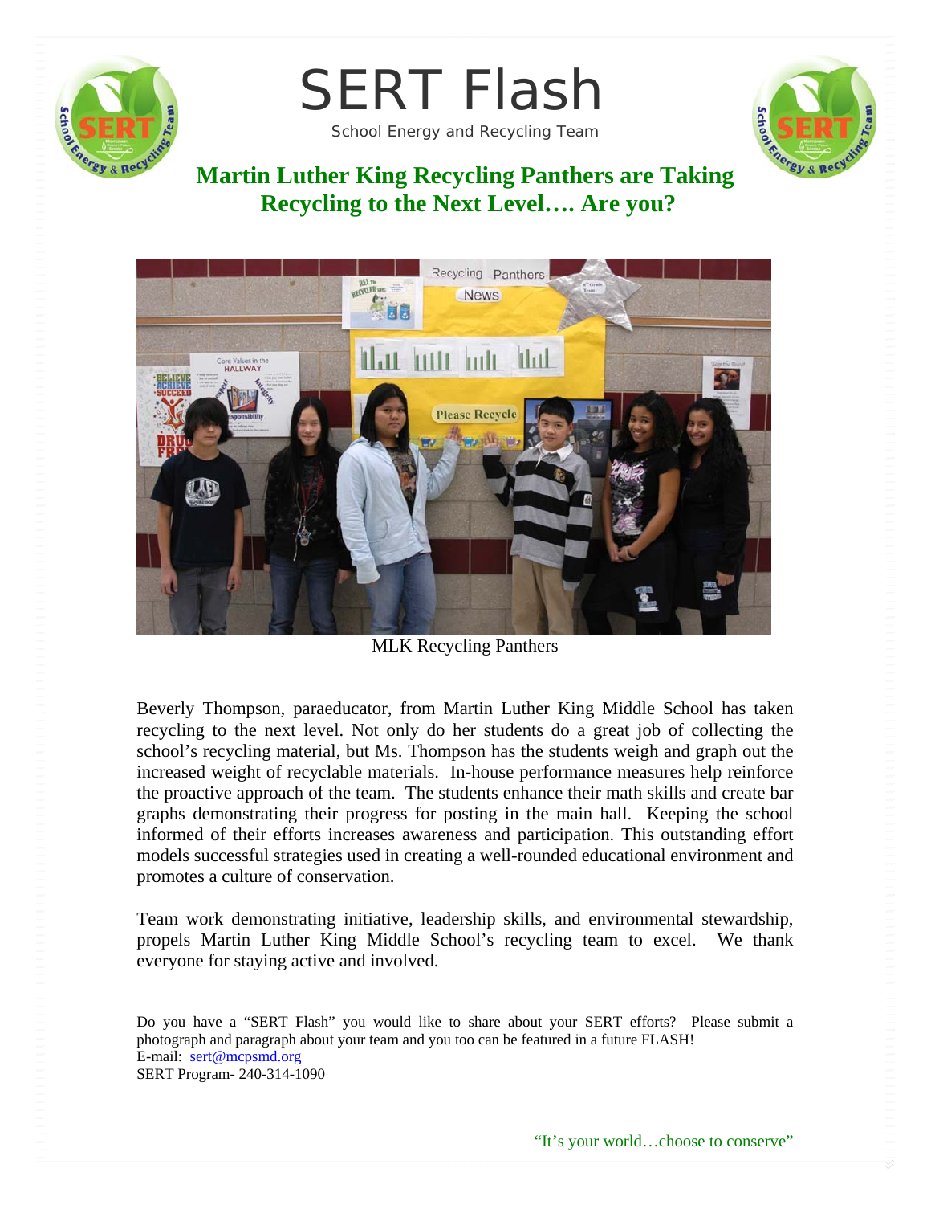# SERT Flash

School Energy and Recycling Team

## Martin Luther King Recycling Panthers are Taking Recycling to the Next Level…. Are you?

MLK Recycling Panthers

Beverly Thompson, paraeducator, from Martin Luther King Middle School has taken recycling to the next level. Not only do her students do a great job of collecting the school's recycling material, but Ms. Thompson has the students weigh and graph out the increased weight of recyclable materials. In-house performance measures help reinforce the proactive approach of the team. The students enhance their math skills and create bar graphs demonstrating their progress for posting in the main hall. Keeping the school informed of their efforts increases awareness and participation. This outstanding effort models successful strategies used in creating a well-rounded educational environment and promotes a culture of conservation.

Team work demonstrating initiative, leadership skills, and environmental stewardship, propels Martin Luther King Middle School's recycling team to excel. We thank everyone for staying active and involved.

Do you have a "SERT Flash" you would like to share about your SERT efforts? Please submit a photograph and paragraph about your team and you too can be featured in a future FLASH!
E-mail: sert@mcpsmd.org
SERT Program- 240-314-1090

"It's your world…choose to conserve"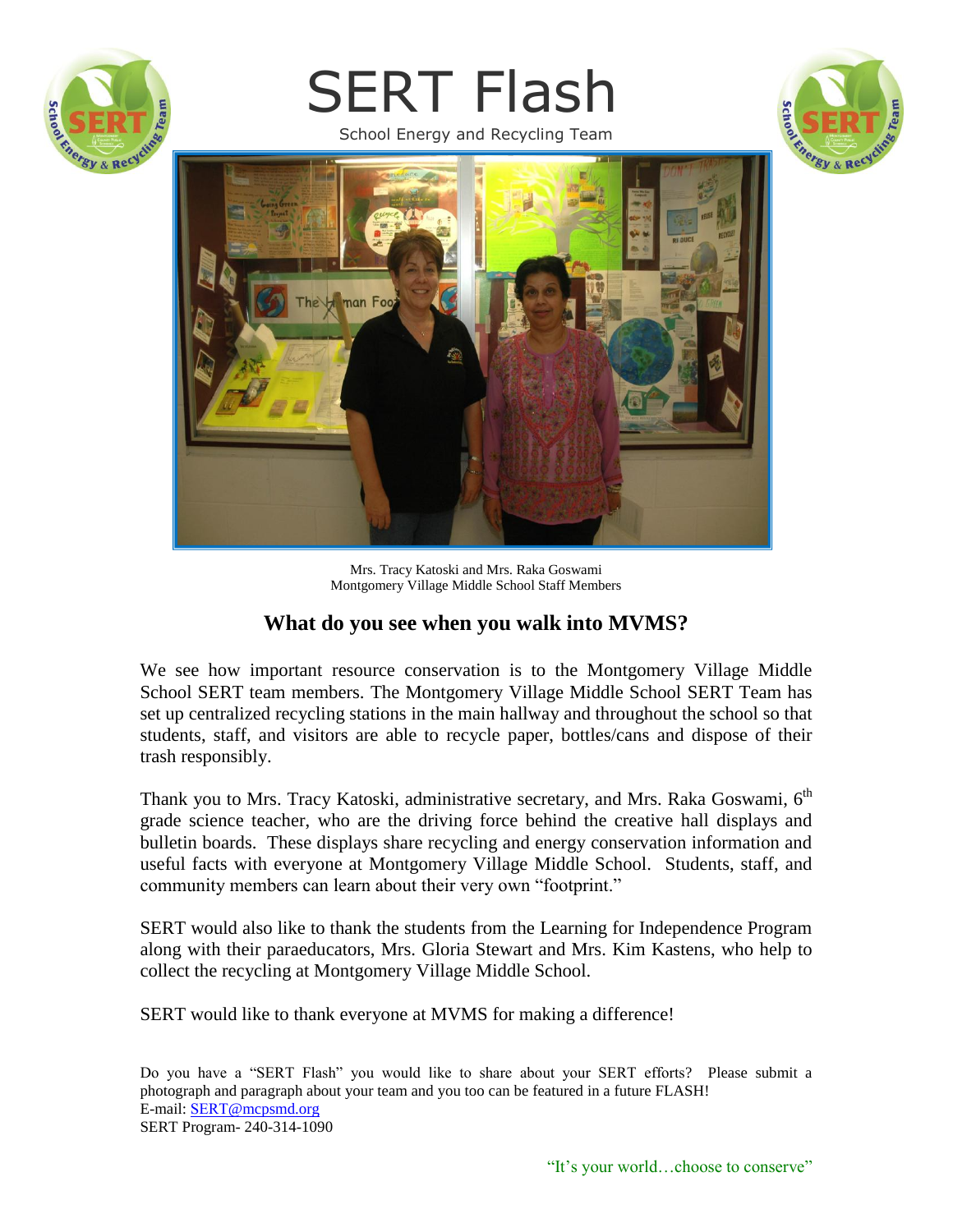# SERT Flash

School Energy and Recycling Team

Mrs. Tracy Katoski and Mrs. Raka Goswami
Montgomery Village Middle School Staff Members

## What do you see when you walk into MVMS?

We see how important resource conservation is to the Montgomery Village Middle School SERT team members. The Montgomery Village Middle School SERT Team has set up centralized recycling stations in the main hallway and throughout the school so that students, staff, and visitors are able to recycle paper, bottles/cans and dispose of their trash responsibly.

Thank you to Mrs. Tracy Katoski, administrative secretary, and Mrs. Raka Goswami, 6th grade science teacher, who are the driving force behind the creative hall displays and bulletin boards. These displays share recycling and energy conservation information and useful facts with everyone at Montgomery Village Middle School. Students, staff, and community members can learn about their very own "footprint."

SERT would also like to thank the students from the Learning for Independence Program along with their paraeducators, Mrs. Gloria Stewart and Mrs. Kim Kastens, who help to collect the recycling at Montgomery Village Middle School.

SERT would like to thank everyone at MVMS for making a difference!

Do you have a "SERT Flash" you would like to share about your SERT efforts? Please submit a photograph and paragraph about your team and you too can be featured in a future FLASH!
E-mail: SERT@mcpsmd.org
SERT Program- 240-314-1090

"It's your world…choose to conserve"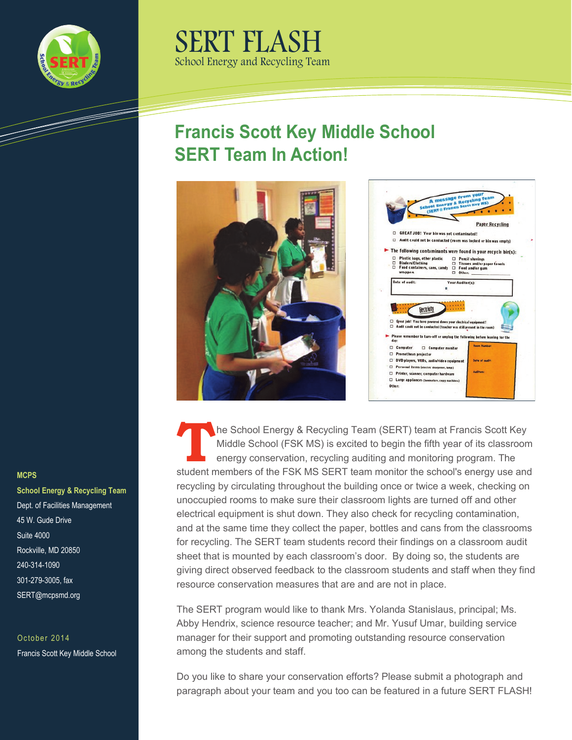# SERT FLASH

School Energy and Recycling Team

## Francis Scott Key Middle School SERT Team In Action!

The School Energy & Recycling Team (SERT) team at Francis Scott Key Middle School (FSK MS) is excited to begin the fifth year of its classroom energy conservation, recycling auditing and monitoring program. The student members of the FSK MS SERT team monitor the school's energy use and recycling by circulating throughout the building once or twice a week, checking on unoccupied rooms to make sure their classroom lights are turned off and other electrical equipment is shut down. They also check for recycling contamination, and at the same time they collect the paper, bottles and cans from the classrooms for recycling. The SERT team students record their findings on a classroom audit sheet that is mounted by each classroom's door. By doing so, the students are giving direct observed feedback to the classroom students and staff when they find resource conservation measures that are and are not in place.

The SERT program would like to thank Mrs. Yolanda Stanislaus, principal; Ms. Abby Hendrix, science resource teacher; and Mr. Yusuf Umar, building service manager for their support and promoting outstanding resource conservation among the students and staff.

Do you like to share your conservation efforts? Please submit a photograph and paragraph about your team and you too can be featured in a future SERT FLASH!

**MCPS**

**School Energy & Recycling Team**

Dept. of Facilities Management
45 W. Gude Drive
Suite 4000
Rockville, MD 20850
240-314-1090
301-279-3005, fax
SERT@mcpsmd.org

October 2014

Francis Scott Key Middle School